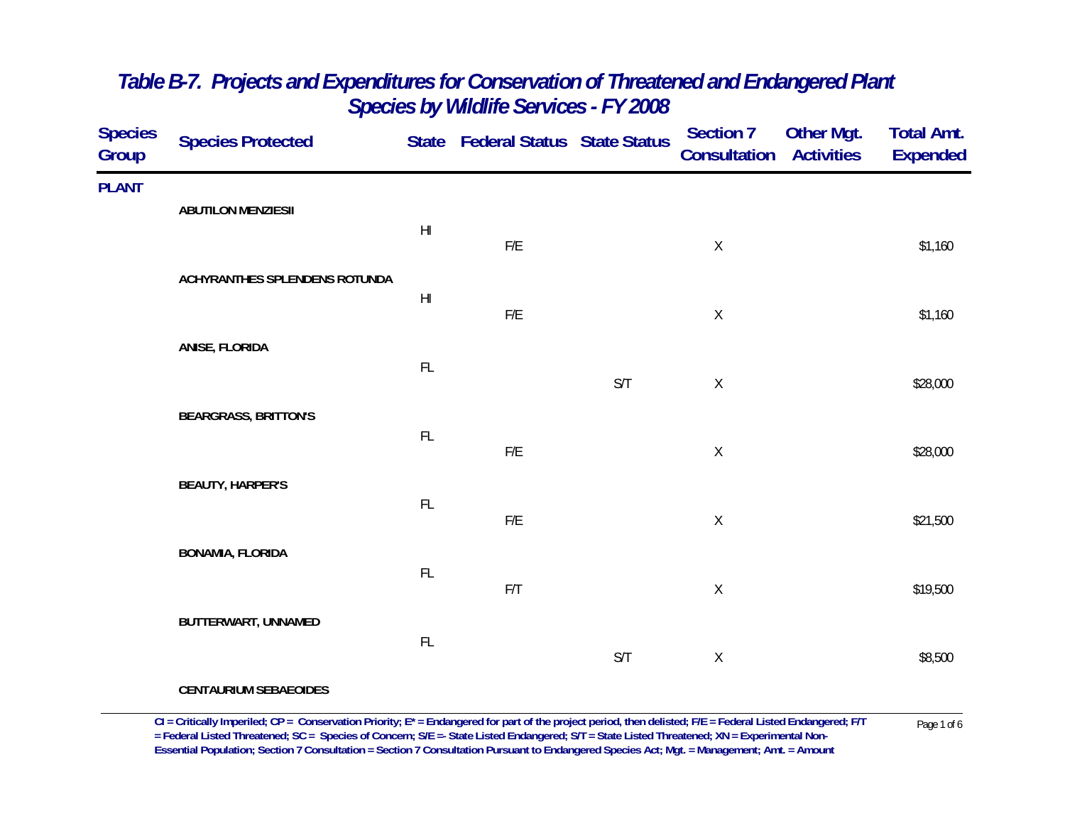# Table B-7. Projects and Expenditures for Conservation of Threatened and Endangered Plant Species by Wildlife Services - FY 2008

| Species Group | Species Protected | State | Federal Status | State Status | Section 7 Consultation | Other Mgt. Activities | Total Amt. Expended |
|---|---|---|---|---|---|---|---|
| PLANT | | | | | | | |
| | ABUTILON MENZIESII | HI | F/E | | X | | $1,160 |
| | ACHYRANTHES SPLENDENS ROTUNDA | HI | F/E | | X | | $1,160 |
| | ANISE, FLORIDA | FL | | S/T | X | | $28,000 |
| | BEARGRASS, BRITTON'S | FL | F/E | | X | | $28,000 |
| | BEAUTY, HARPER'S | FL | F/E | | X | | $21,500 |
| | BONAMIA, FLORIDA | FL | F/T | | X | | $19,500 |
| | BUTTERWART, UNNAMED | FL | | S/T | X | | $8,500 |
| | CENTAURIUM SEBAEOIDES | | | | | | |

CI = Critically Imperiled; CP = Conservation Priority; E* = Endangered for part of the project period, then delisted; F/E = Federal Listed Endangered; F/T = Federal Listed Threatened; SC = Species of Concern; S/E =- State Listed Endangered; S/T = State Listed Threatened; XN = Experimental Non-Essential Population; Section 7 Consultation = Section 7 Consultation Pursuant to Endangered Species Act; Mgt. = Management; Amt. = Amount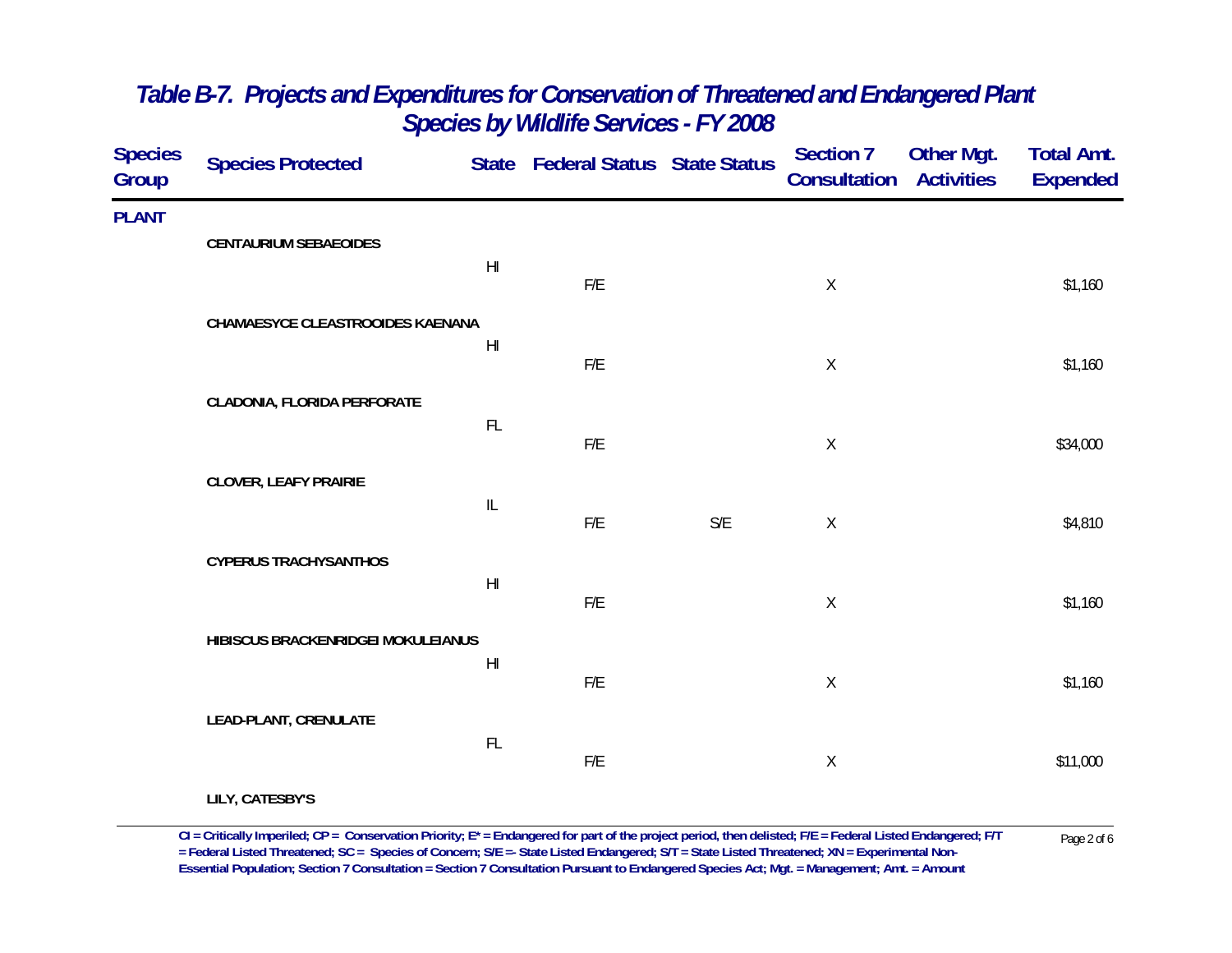# Table B-7. Projects and Expenditures for Conservation of Threatened and Endangered Plant Species by Wildlife Services - FY 2008

| Species Group | Species Protected | State | Federal Status | State Status | Section 7 Consultation | Other Mgt. Activities | Total Amt. Expended |
|---|---|---|---|---|---|---|---|
| PLANT | | | | | | | |
| | CENTAURIUM SEBAEOIDES | HI | F/E | | X | | $1,160 |
| | CHAMAESYCE CLEASTROOIDES KAENANA | HI | F/E | | X | | $1,160 |
| | CLADONIA, FLORIDA PERFORATE | FL | F/E | | X | | $34,000 |
| | CLOVER, LEAFY PRAIRIE | IL | F/E | S/E | X | | $4,810 |
| | CYPERUS TRACHYSANTHOS | HI | F/E | | X | | $1,160 |
| | HIBISCUS BRACKENRIDGEI MOKULEIANUS | HI | F/E | | X | | $1,160 |
| | LEAD-PLANT, CRENULATE | FL | F/E | | X | | $11,000 |
| | LILY, CATESBY'S | | | | | | |

CI = Critically Imperiled; CP = Conservation Priority; E* = Endangered for part of the project period, then delisted; F/E = Federal Listed Endangered; F/T = Federal Listed Threatened; SC = Species of Concern; S/E =- State Listed Endangered; S/T = State Listed Threatened; XN = Experimental Non-Essential Population; Section 7 Consultation = Section 7 Consultation Pursuant to Endangered Species Act; Mgt. = Management; Amt. = Amount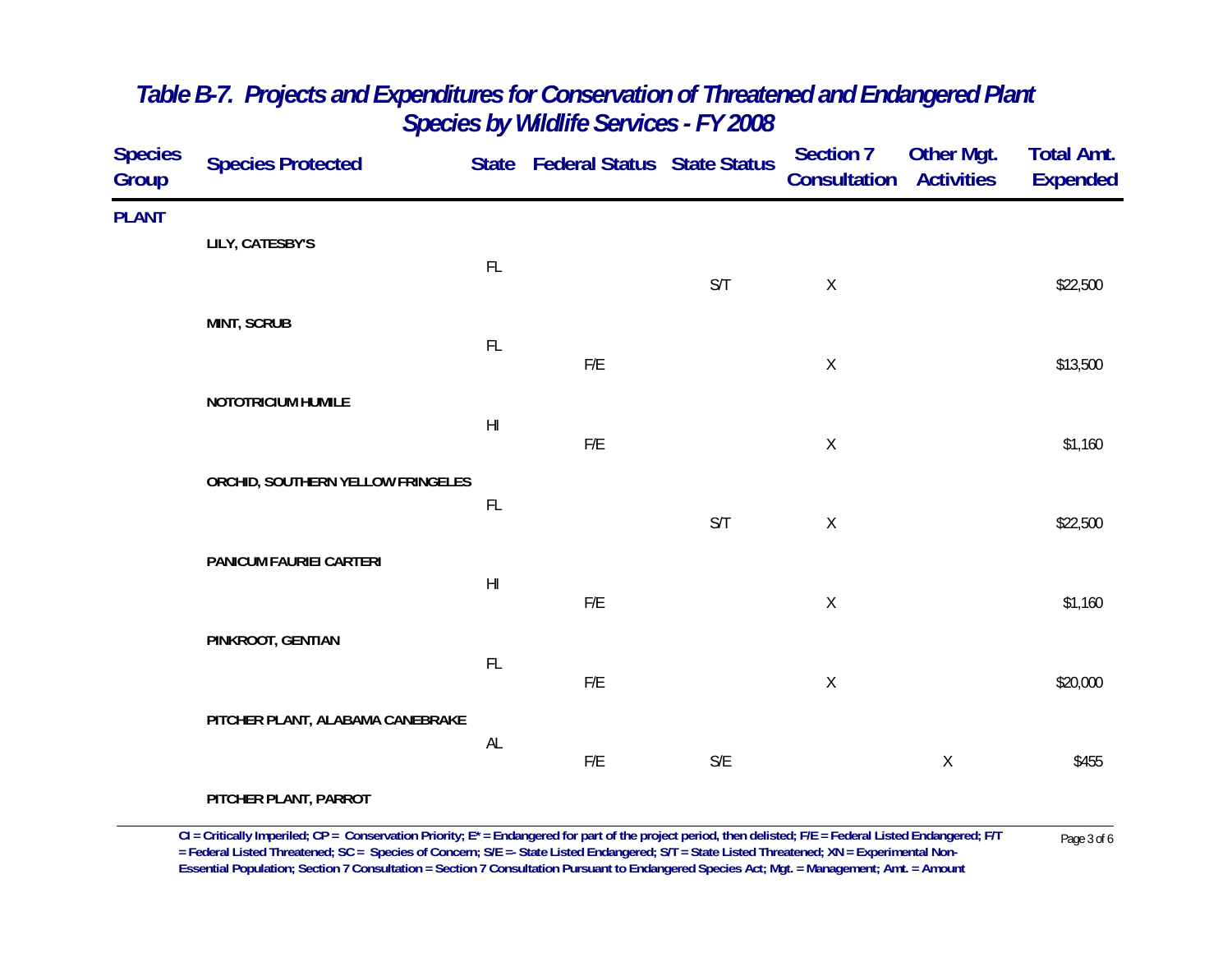# Table B-7. Projects and Expenditures for Conservation of Threatened and Endangered Plant Species by Wildlife Services - FY 2008

| Species Group | Species Protected | State | Federal Status | State Status | Section 7 Consultation | Other Mgt. Activities | Total Amt. Expended |
|---|---|---|---|---|---|---|---|
| **PLANT** | | | | | | | |
| | **LILY, CATESBY'S** | FL | | S/T | X | | $22,500 |
| | **MINT, SCRUB** | FL | F/E | | X | | $13,500 |
| | **NOTOTRICIUM HUMILE** | HI | F/E | | X | | $1,160 |
| | **ORCHID, SOUTHERN YELLOW FRINGELES** | FL | | S/T | X | | $22,500 |
| | **PANICUM FAURIEI CARTERI** | HI | F/E | | X | | $1,160 |
| | **PINKROOT, GENTIAN** | FL | F/E | | X | | $20,000 |
| | **PITCHER PLANT, ALABAMA CANEBRAKE** | AL | F/E | S/E | | X | $455 |
| | **PITCHER PLANT, PARROT** | | | | | | |

**CI = Critically Imperiled; CP = Conservation Priority; E\* = Endangered for part of the project period, then delisted; F/E = Federal Listed Endangered; F/T = Federal Listed Threatened; SC = Species of Concern; S/E =- State Listed Endangered; S/T = State Listed Threatened; XN = Experimental Non-Essential Population; Section 7 Consultation = Section 7 Consultation Pursuant to Endangered Species Act; Mgt. = Management; Amt. = Amount**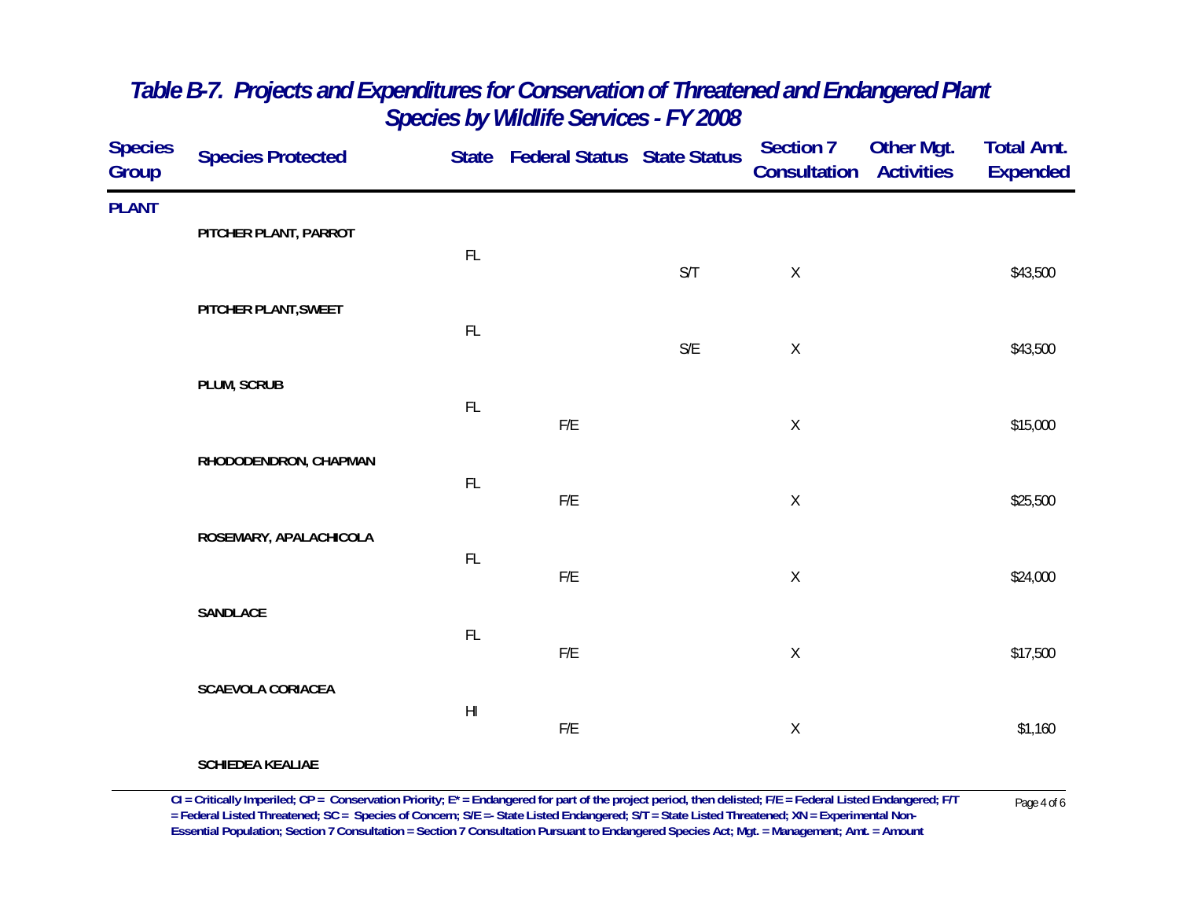# *Table B-7. Projects and Expenditures for Conservation of Threatened and Endangered Plant Species by Wildlife Services - FY 2008*

| Species Group | Species Protected | State | Federal Status | State Status | Section 7 Consultation | Other Mgt. Activities | Total Amt. Expended |
|---|---|---|---|---|---|---|---|
| **PLANT** | | | | | | | |
| | **PITCHER PLANT, PARROT** | | | | | | |
| | | FL | | S/T | X | | $43,500 |
| | **PITCHER PLANT,SWEET** | | | | | | |
| | | FL | | S/E | X | | $43,500 |
| | **PLUM, SCRUB** | | | | | | |
| | | FL | F/E | | X | | $15,000 |
| | **RHODODENDRON, CHAPMAN** | | | | | | |
| | | FL | F/E | | X | | $25,500 |
| | **ROSEMARY, APALACHICOLA** | | | | | | |
| | | FL | F/E | | X | | $24,000 |
| | **SANDLACE** | | | | | | |
| | | FL | F/E | | X | | $17,500 |
| | **SCAEVOLA CORIACEA** | | | | | | |
| | | HI | F/E | | X | | $1,160 |
| | **SCHIEDEA KEALIAE** | | | | | | |

**CI = Critically Imperiled; CP = Conservation Priority; E* = Endangered for part of the project period, then delisted; F/E = Federal Listed Endangered; F/T = Federal Listed Threatened; SC = Species of Concern; S/E =- State Listed Endangered; S/T = State Listed Threatened; XN = Experimental Non-Essential Population; Section 7 Consultation = Section 7 Consultation Pursuant to Endangered Species Act; Mgt. = Management; Amt. = Amount**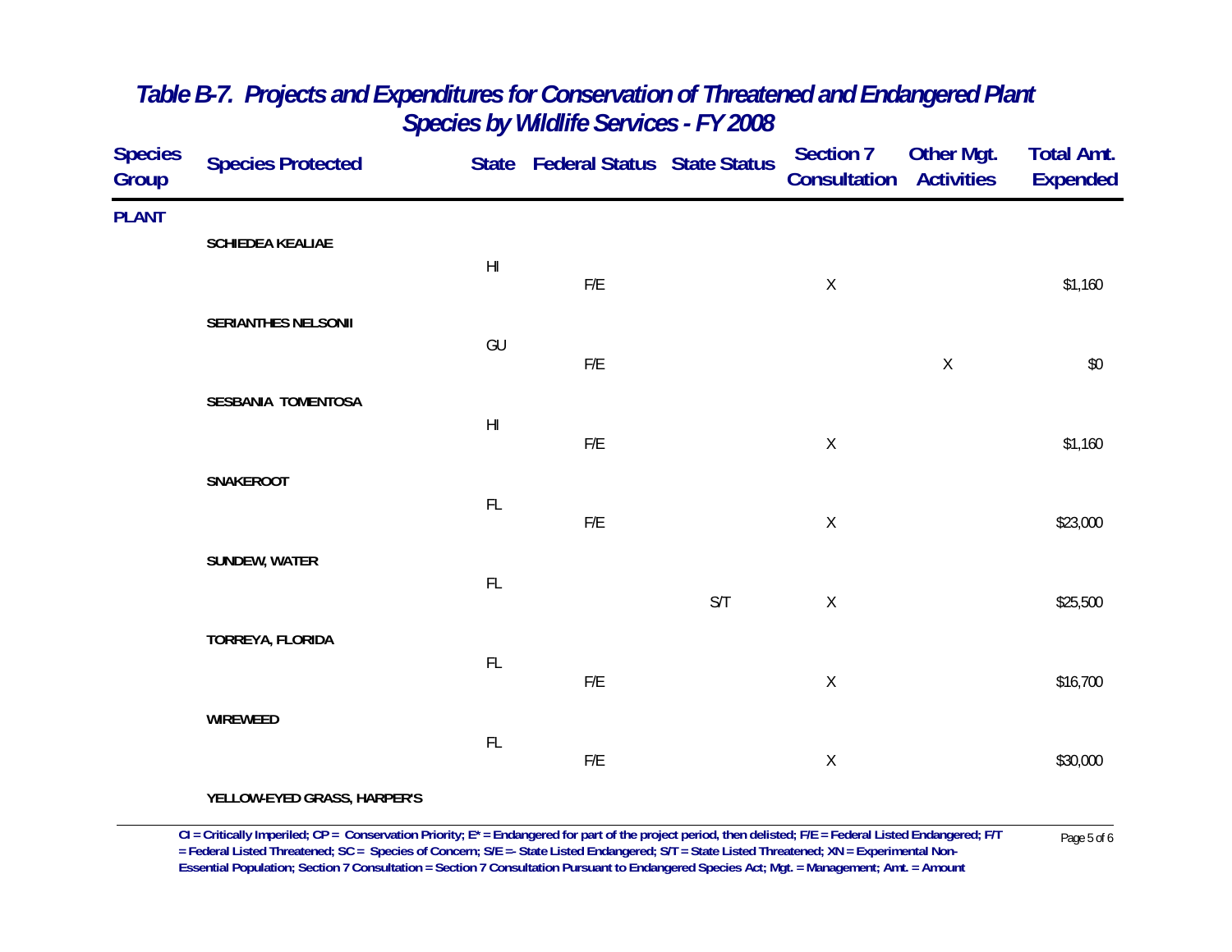## Table B-7. Projects and Expenditures for Conservation of Threatened and Endangered Plant Species by Wildlife Services - FY 2008

| Species Group | Species Protected | State | Federal Status | State Status | Section 7 Consultation | Other Mgt. Activities | Total Amt. Expended |
|---|---|---|---|---|---|---|---|
| **PLANT** | | | | | | | |
| | **SCHIEDEA KEALIAE** | HI | F/E | | X | | $1,160 |
| | **SERIANTHES NELSONII** | GU | F/E | | | X | $0 |
| | **SESBANIA TOMENTOSA** | HI | F/E | | X | | $1,160 |
| | **SNAKEROOT** | FL | F/E | | X | | $23,000 |
| | **SUNDEW, WATER** | FL | | S/T | X | | $25,500 |
| | **TORREYA, FLORIDA** | FL | F/E | | X | | $16,700 |
| | **WIREWEED** | FL | F/E | | X | | $30,000 |
| | **YELLOW-EYED GRASS, HARPER'S** | | | | | | |

**CI = Critically Imperiled; CP = Conservation Priority; E* = Endangered for part of the project period, then delisted; F/E = Federal Listed Endangered; F/T = Federal Listed Threatened; SC = Species of Concern; S/E =- State Listed Endangered; S/T = State Listed Threatened; XN = Experimental Non-Essential Population; Section 7 Consultation = Section 7 Consultation Pursuant to Endangered Species Act; Mgt. = Management; Amt. = Amount**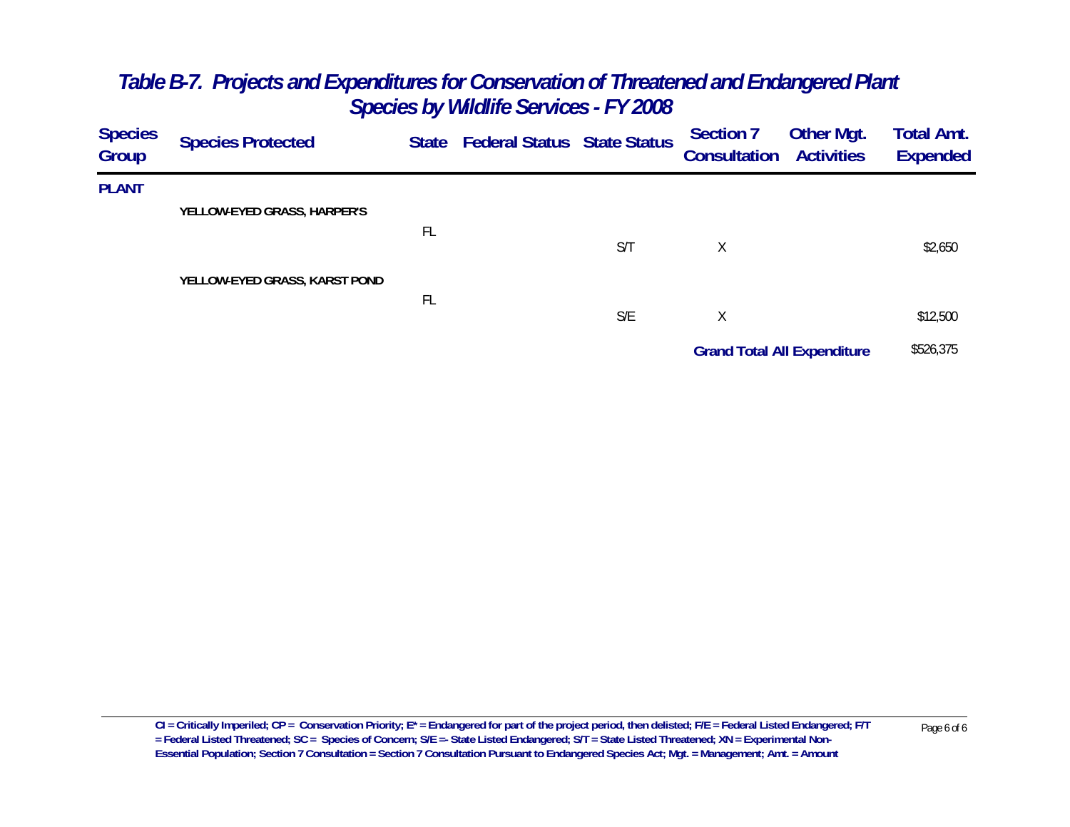## *Table B-7. Projects and Expenditures for Conservation of Threatened and Endangered Plant Species by Wildlife Services - FY 2008*

| Species Group | Species Protected | State | Federal Status | State Status | Section 7 Consultation | Other Mgt. Activities | Total Amt. Expended |
|---|---|---|---|---|---|---|---|
| **PLANT** | | | | | | | |
| | **YELLOW-EYED GRASS, HARPER'S** | | | | | | |
| | | FL | | S/T | X | | $2,650 |
| | **YELLOW-EYED GRASS, KARST POND** | | | | | | |
| | | FL | | S/E | X | | $12,500 |
| | | | | | **Grand Total All Expenditure** | | $526,375 |

CI = Critically Imperiled; CP = Conservation Priority; E* = Endangered for part of the project period, then delisted; F/E = Federal Listed Endangered; F/T = Federal Listed Threatened; SC = Species of Concern; S/E =- State Listed Endangered; S/T = State Listed Threatened; XN = Experimental Non-Essential Population; Section 7 Consultation = Section 7 Consultation Pursuant to Endangered Species Act; Mgt. = Management; Amt. = Amount